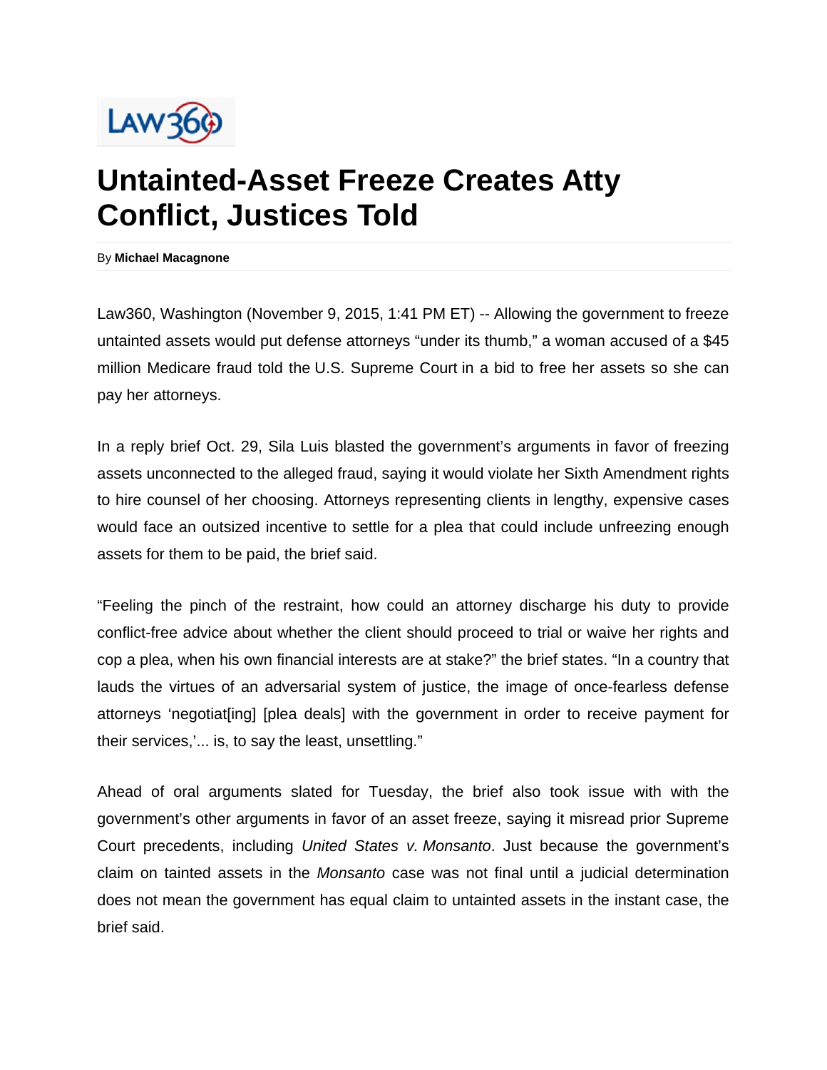# Untainted-Asset Freeze Creates Atty Conflict, Justices Told

By **Michael Macagnone**

Law360, Washington (November 9, 2015, 1:41 PM ET) -- Allowing the government to freeze untainted assets would put defense attorneys "under its thumb," a woman accused of a $45 million Medicare fraud told the U.S. Supreme Court in a bid to free her assets so she can pay her attorneys.

In a reply brief Oct. 29, Sila Luis blasted the government's arguments in favor of freezing assets unconnected to the alleged fraud, saying it would violate her Sixth Amendment rights to hire counsel of her choosing. Attorneys representing clients in lengthy, expensive cases would face an outsized incentive to settle for a plea that could include unfreezing enough assets for them to be paid, the brief said.

"Feeling the pinch of the restraint, how could an attorney discharge his duty to provide conflict-free advice about whether the client should proceed to trial or waive her rights and cop a plea, when his own financial interests are at stake?" the brief states. "In a country that lauds the virtues of an adversarial system of justice, the image of once-fearless defense attorneys 'negotiat[ing] [plea deals] with the government in order to receive payment for their services,'... is, to say the least, unsettling."

Ahead of oral arguments slated for Tuesday, the brief also took issue with with the government's other arguments in favor of an asset freeze, saying it misread prior Supreme Court precedents, including *United States v. Monsanto*. Just because the government's claim on tainted assets in the *Monsanto* case was not final until a judicial determination does not mean the government has equal claim to untainted assets in the instant case, the brief said.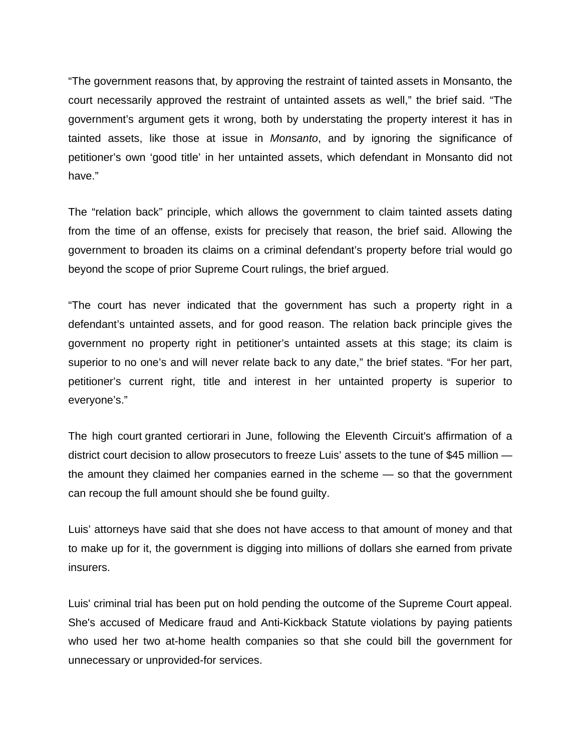“The government reasons that, by approving the restraint of tainted assets in Monsanto, the court necessarily approved the restraint of untainted assets as well,” the brief said. “The government’s argument gets it wrong, both by understating the property interest it has in tainted assets, like those at issue in *Monsanto*, and by ignoring the significance of petitioner’s own ‘good title’ in her untainted assets, which defendant in Monsanto did not have.”

The “relation back” principle, which allows the government to claim tainted assets dating from the time of an offense, exists for precisely that reason, the brief said. Allowing the government to broaden its claims on a criminal defendant’s property before trial would go beyond the scope of prior Supreme Court rulings, the brief argued.

“The court has never indicated that the government has such a property right in a defendant’s untainted assets, and for good reason. The relation back principle gives the government no property right in petitioner’s untainted assets at this stage; its claim is superior to no one’s and will never relate back to any date,” the brief states. “For her part, petitioner’s current right, title and interest in her untainted property is superior to everyone’s.”

The high court granted certiorari in June, following the Eleventh Circuit's affirmation of a district court decision to allow prosecutors to freeze Luis’ assets to the tune of $45 million — the amount they claimed her companies earned in the scheme — so that the government can recoup the full amount should she be found guilty.

Luis’ attorneys have said that she does not have access to that amount of money and that to make up for it, the government is digging into millions of dollars she earned from private insurers.

Luis' criminal trial has been put on hold pending the outcome of the Supreme Court appeal. She's accused of Medicare fraud and Anti-Kickback Statute violations by paying patients who used her two at-home health companies so that she could bill the government for unnecessary or unprovided-for services.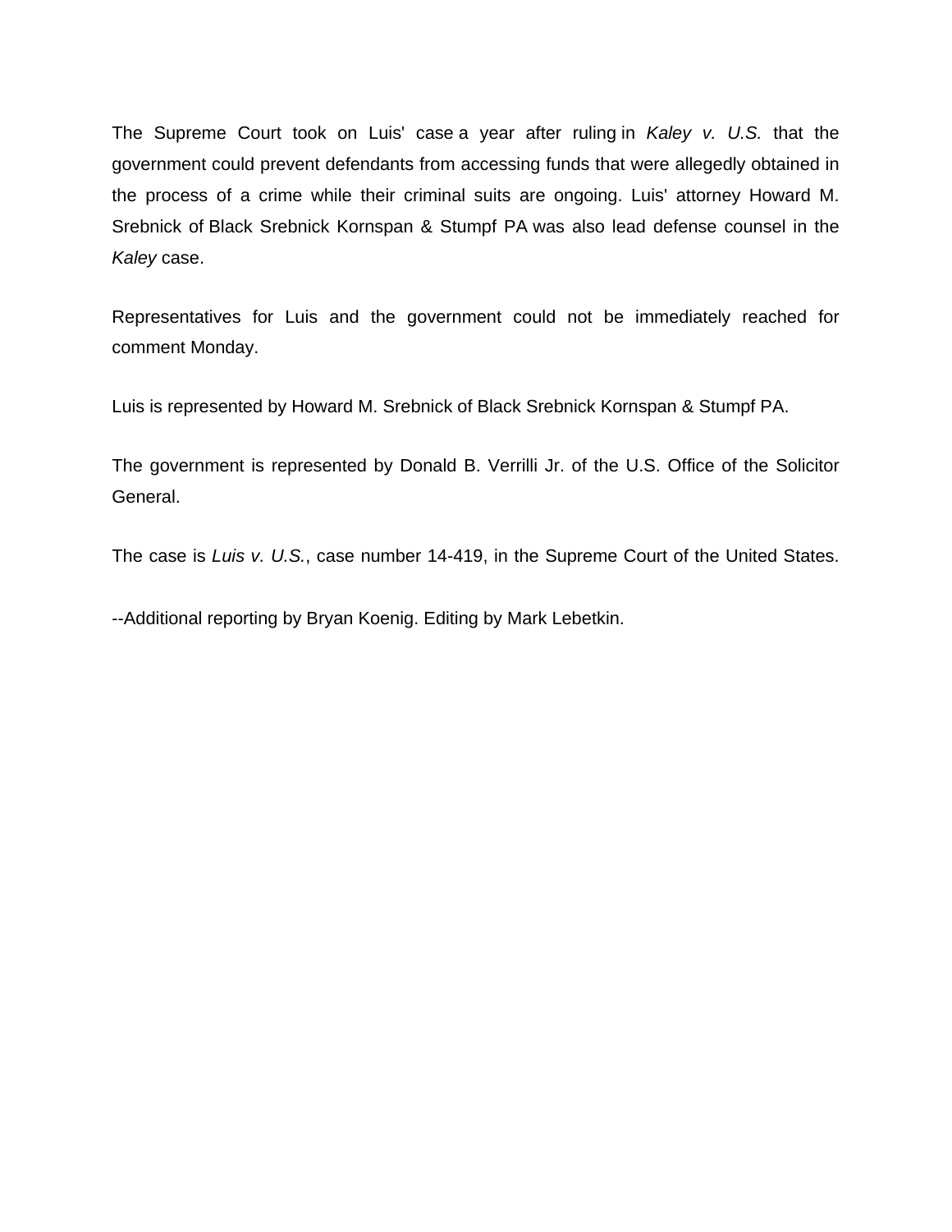The Supreme Court took on Luis' case a year after ruling in *Kaley v. U.S.* that the government could prevent defendants from accessing funds that were allegedly obtained in the process of a crime while their criminal suits are ongoing. Luis' attorney Howard M. Srebnick of Black Srebnick Kornspan & Stumpf PA was also lead defense counsel in the *Kaley* case.

Representatives for Luis and the government could not be immediately reached for comment Monday.

Luis is represented by Howard M. Srebnick of Black Srebnick Kornspan & Stumpf PA.

The government is represented by Donald B. Verrilli Jr. of the U.S. Office of the Solicitor General.

The case is *Luis v. U.S.*, case number 14-419, in the Supreme Court of the United States.

--Additional reporting by Bryan Koenig. Editing by Mark Lebetkin.